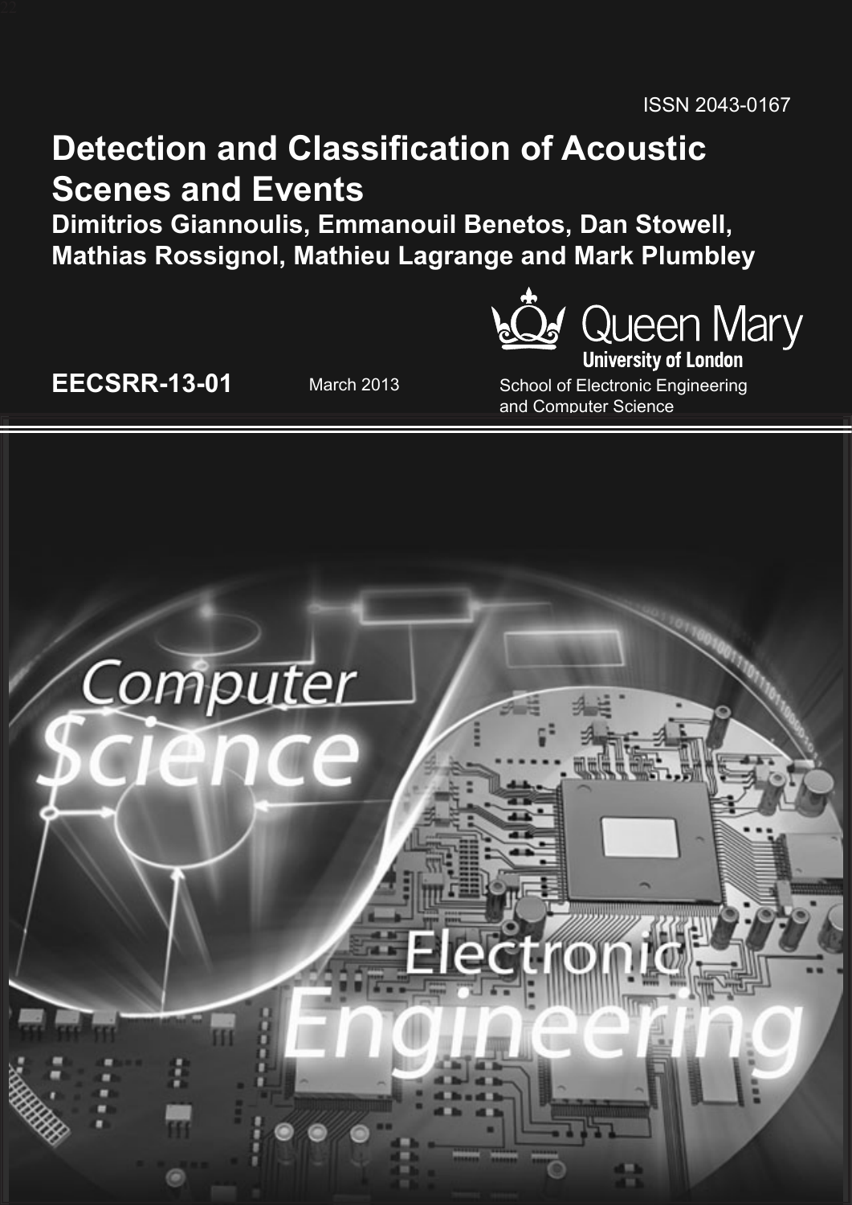ISSN 2043-0167

# Detection and Classification of Acoustic Scenes and Events

**Dimitrios Giannoulis, Emmanouil Benetos, Dan Stowell, Mathias Rossignol, Mathieu Lagrange and Mark Plumbley**

Queen Mary University of London

**EECSRR-13-01** March 2013

School of Electronic Engineering and Computer Science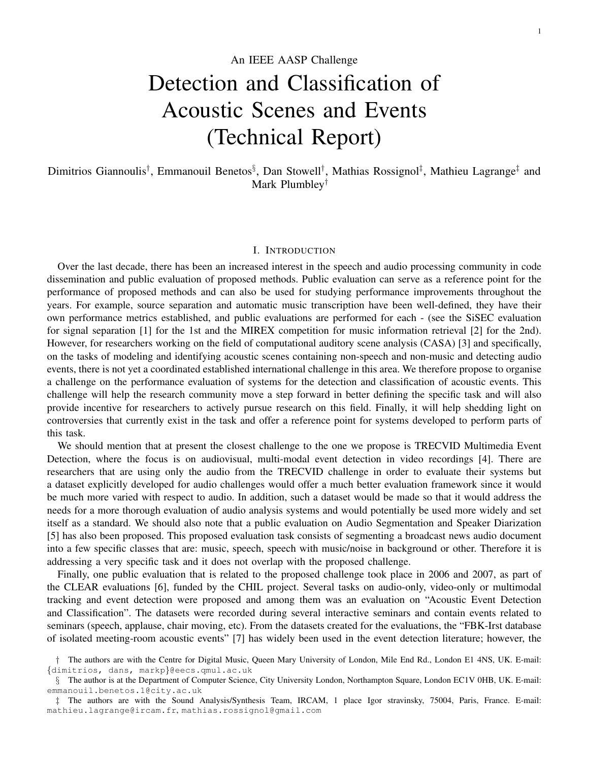An IEEE AASP Challenge

# Detection and Classification of Acoustic Scenes and Events (Technical Report)

Dimitrios Giannoulis[†], Emmanouil Benetos[§], Dan Stowell[†], Mathias Rossignol[‡], Mathieu Lagrange[‡] and Mark Plumbley[†]

## I. Introduction

Over the last decade, there has been an increased interest in the speech and audio processing community in code dissemination and public evaluation of proposed methods. Public evaluation can serve as a reference point for the performance of proposed methods and can also be used for studying performance improvements throughout the years. For example, source separation and automatic music transcription have been well-defined, they have their own performance metrics established, and public evaluations are performed for each - (see the SiSEC evaluation for signal separation [1] for the 1st and the MIREX competition for music information retrieval [2] for the 2nd). However, for researchers working on the field of computational auditory scene analysis (CASA) [3] and specifically, on the tasks of modeling and identifying acoustic scenes containing non-speech and non-music and detecting audio events, there is not yet a coordinated established international challenge in this area. We therefore propose to organise a challenge on the performance evaluation of systems for the detection and classification of acoustic events. This challenge will help the research community move a step forward in better defining the specific task and will also provide incentive for researchers to actively pursue research on this field. Finally, it will help shedding light on controversies that currently exist in the task and offer a reference point for systems developed to perform parts of this task.

We should mention that at present the closest challenge to the one we propose is TRECVID Multimedia Event Detection, where the focus is on audiovisual, multi-modal event detection in video recordings [4]. There are researchers that are using only the audio from the TRECVID challenge in order to evaluate their systems but a dataset explicitly developed for audio challenges would offer a much better evaluation framework since it would be much more varied with respect to audio. In addition, such a dataset would be made so that it would address the needs for a more thorough evaluation of audio analysis systems and would potentially be used more widely and set itself as a standard. We should also note that a public evaluation on Audio Segmentation and Speaker Diarization [5] has also been proposed. This proposed evaluation task consists of segmenting a broadcast news audio document into a few specific classes that are: music, speech, speech with music/noise in background or other. Therefore it is addressing a very specific task and it does not overlap with the proposed challenge.

Finally, one public evaluation that is related to the proposed challenge took place in 2006 and 2007, as part of the CLEAR evaluations [6], funded by the CHIL project. Several tasks on audio-only, video-only or multimodal tracking and event detection were proposed and among them was an evaluation on "Acoustic Event Detection and Classification". The datasets were recorded during several interactive seminars and contain events related to seminars (speech, applause, chair moving, etc). From the datasets created for the evaluations, the "FBK-Irst database of isolated meeting-room acoustic events" [7] has widely been used in the event detection literature; however, the

† The authors are with the Centre for Digital Music, Queen Mary University of London, Mile End Rd., London E1 4NS, UK. E-mail: {dimitrios, dans, markp}@eecs.qmul.ac.uk

§ The author is at the Department of Computer Science, City University London, Northampton Square, London EC1V 0HB, UK. E-mail: emmanouil.benetos.1@city.ac.uk

‡ The authors are with the Sound Analysis/Synthesis Team, IRCAM, 1 place Igor stravinsky, 75004, Paris, France. E-mail: mathieu.lagrange@ircam.fr, mathias.rossignol@gmail.com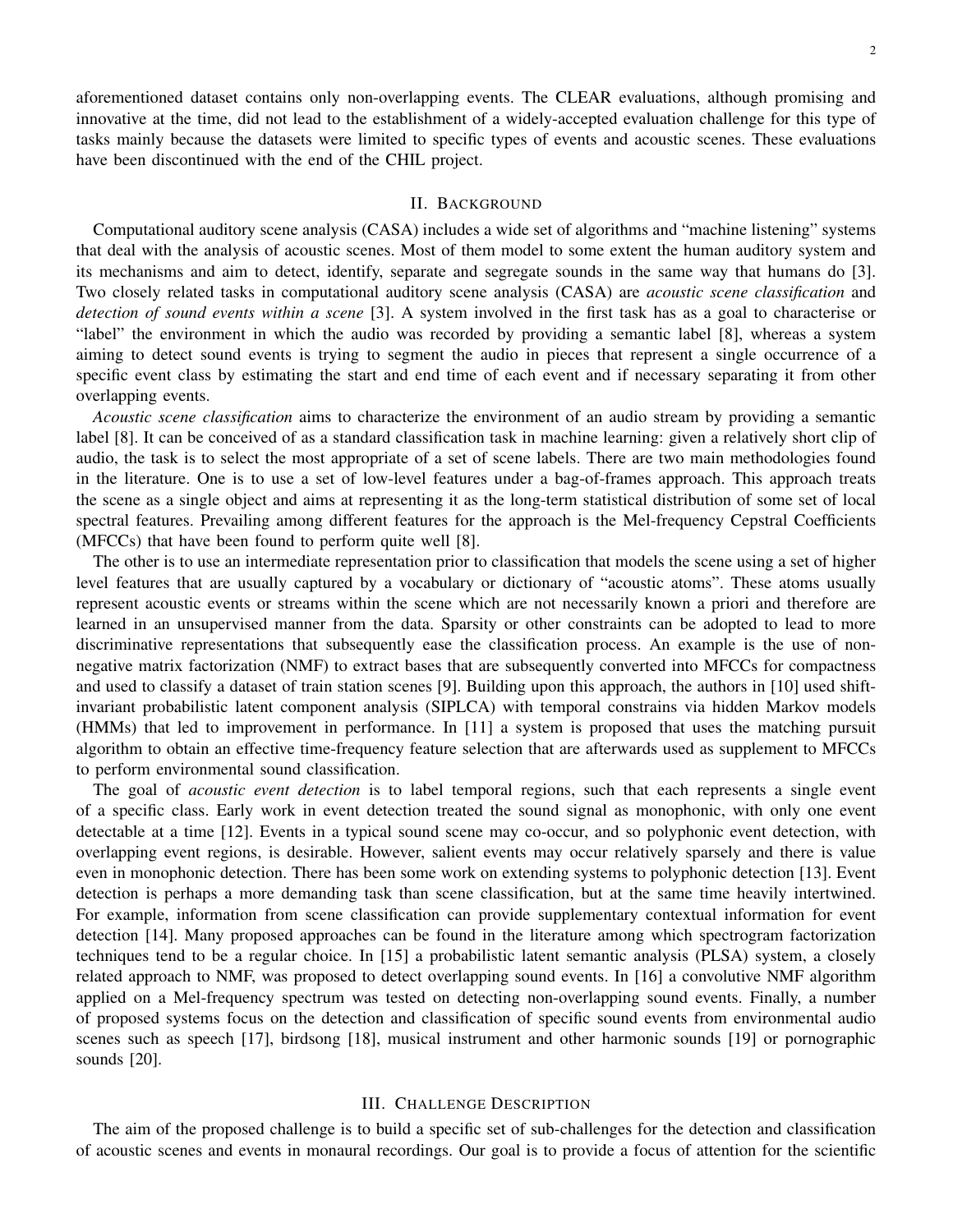aforementioned dataset contains only non-overlapping events. The CLEAR evaluations, although promising and innovative at the time, did not lead to the establishment of a widely-accepted evaluation challenge for this type of tasks mainly because the datasets were limited to specific types of events and acoustic scenes. These evaluations have been discontinued with the end of the CHIL project.

## II. Background

Computational auditory scene analysis (CASA) includes a wide set of algorithms and "machine listening" systems that deal with the analysis of acoustic scenes. Most of them model to some extent the human auditory system and its mechanisms and aim to detect, identify, separate and segregate sounds in the same way that humans do [3]. Two closely related tasks in computational auditory scene analysis (CASA) are *acoustic scene classification* and *detection of sound events within a scene* [3]. A system involved in the first task has as a goal to characterise or "label" the environment in which the audio was recorded by providing a semantic label [8], whereas a system aiming to detect sound events is trying to segment the audio in pieces that represent a single occurrence of a specific event class by estimating the start and end time of each event and if necessary separating it from other overlapping events.

*Acoustic scene classification* aims to characterize the environment of an audio stream by providing a semantic label [8]. It can be conceived of as a standard classification task in machine learning: given a relatively short clip of audio, the task is to select the most appropriate of a set of scene labels. There are two main methodologies found in the literature. One is to use a set of low-level features under a bag-of-frames approach. This approach treats the scene as a single object and aims at representing it as the long-term statistical distribution of some set of local spectral features. Prevailing among different features for the approach is the Mel-frequency Cepstral Coefficients (MFCCs) that have been found to perform quite well [8].

The other is to use an intermediate representation prior to classification that models the scene using a set of higher level features that are usually captured by a vocabulary or dictionary of "acoustic atoms". These atoms usually represent acoustic events or streams within the scene which are not necessarily known a priori and therefore are learned in an unsupervised manner from the data. Sparsity or other constraints can be adopted to lead to more discriminative representations that subsequently ease the classification process. An example is the use of non-negative matrix factorization (NMF) to extract bases that are subsequently converted into MFCCs for compactness and used to classify a dataset of train station scenes [9]. Building upon this approach, the authors in [10] used shift-invariant probabilistic latent component analysis (SIPLCA) with temporal constrains via hidden Markov models (HMMs) that led to improvement in performance. In [11] a system is proposed that uses the matching pursuit algorithm to obtain an effective time-frequency feature selection that are afterwards used as supplement to MFCCs to perform environmental sound classification.

The goal of *acoustic event detection* is to label temporal regions, such that each represents a single event of a specific class. Early work in event detection treated the sound signal as monophonic, with only one event detectable at a time [12]. Events in a typical sound scene may co-occur, and so polyphonic event detection, with overlapping event regions, is desirable. However, salient events may occur relatively sparsely and there is value even in monophonic detection. There has been some work on extending systems to polyphonic detection [13]. Event detection is perhaps a more demanding task than scene classification, but at the same time heavily intertwined. For example, information from scene classification can provide supplementary contextual information for event detection [14]. Many proposed approaches can be found in the literature among which spectrogram factorization techniques tend to be a regular choice. In [15] a probabilistic latent semantic analysis (PLSA) system, a closely related approach to NMF, was proposed to detect overlapping sound events. In [16] a convolutive NMF algorithm applied on a Mel-frequency spectrum was tested on detecting non-overlapping sound events. Finally, a number of proposed systems focus on the detection and classification of specific sound events from environmental audio scenes such as speech [17], birdsong [18], musical instrument and other harmonic sounds [19] or pornographic sounds [20].

## III. Challenge Description

The aim of the proposed challenge is to build a specific set of sub-challenges for the detection and classification of acoustic scenes and events in monaural recordings. Our goal is to provide a focus of attention for the scientific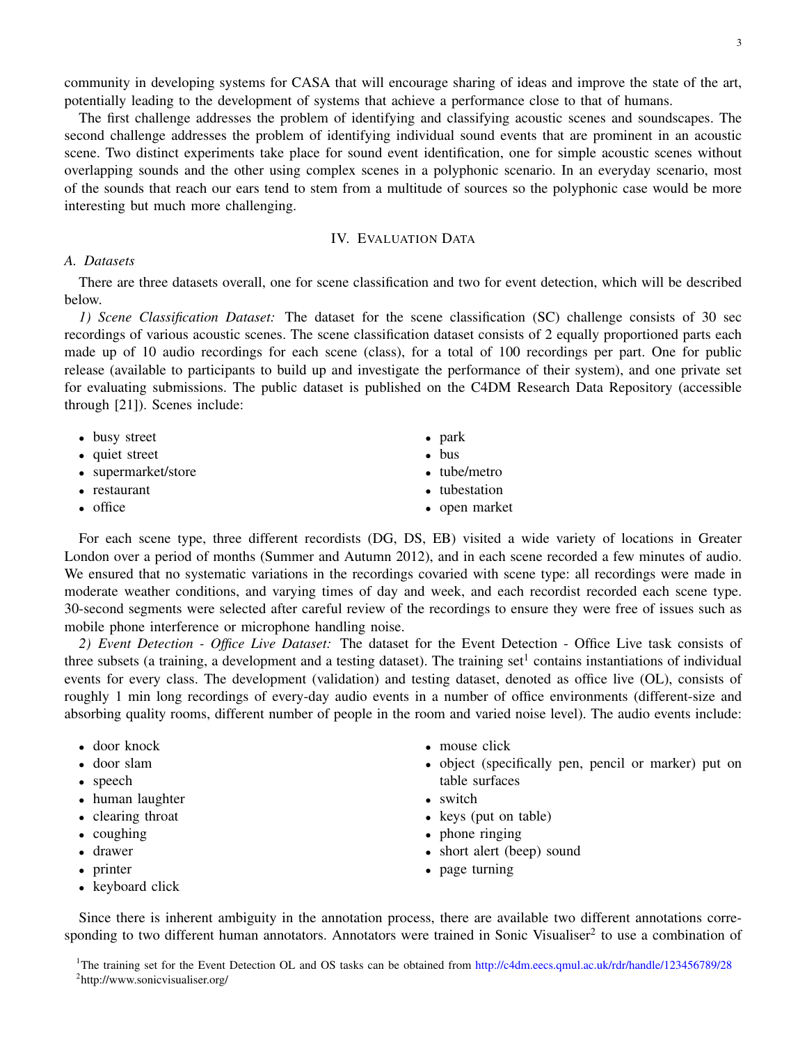community in developing systems for CASA that will encourage sharing of ideas and improve the state of the art, potentially leading to the development of systems that achieve a performance close to that of humans.

The first challenge addresses the problem of identifying and classifying acoustic scenes and soundscapes. The second challenge addresses the problem of identifying individual sound events that are prominent in an acoustic scene. Two distinct experiments take place for sound event identification, one for simple acoustic scenes without overlapping sounds and the other using complex scenes in a polyphonic scenario. In an everyday scenario, most of the sounds that reach our ears tend to stem from a multitude of sources so the polyphonic case would be more interesting but much more challenging.

## IV. Evaluation Data

### A. Datasets

There are three datasets overall, one for scene classification and two for event detection, which will be described below.

*1) Scene Classification Dataset:* The dataset for the scene classification (SC) challenge consists of 30 sec recordings of various acoustic scenes. The scene classification dataset consists of 2 equally proportioned parts each made up of 10 audio recordings for each scene (class), for a total of 100 recordings per part. One for public release (available to participants to build up and investigate the performance of their system), and one private set for evaluating submissions. The public dataset is published on the C4DM Research Data Repository (accessible through [21]). Scenes include:

- busy street
- quiet street
- supermarket/store
- restaurant
- office
- park
- bus
- tube/metro
- tubestation
- open market

For each scene type, three different recordists (DG, DS, EB) visited a wide variety of locations in Greater London over a period of months (Summer and Autumn 2012), and in each scene recorded a few minutes of audio. We ensured that no systematic variations in the recordings covaried with scene type: all recordings were made in moderate weather conditions, and varying times of day and week, and each recordist recorded each scene type. 30-second segments were selected after careful review of the recordings to ensure they were free of issues such as mobile phone interference or microphone handling noise.

*2) Event Detection - Office Live Dataset:* The dataset for the Event Detection - Office Live task consists of three subsets (a training, a development and a testing dataset). The training set[1] contains instantiations of individual events for every class. The development (validation) and testing dataset, denoted as office live (OL), consists of roughly 1 min long recordings of every-day audio events in a number of office environments (different-size and absorbing quality rooms, different number of people in the room and varied noise level). The audio events include:

- door knock
- door slam
- speech
- human laughter
- clearing throat
- coughing
- drawer
- printer
- keyboard click
- mouse click
- object (specifically pen, pencil or marker) put on table surfaces
- switch
- keys (put on table)
- phone ringing
- short alert (beep) sound
- page turning

Since there is inherent ambiguity in the annotation process, there are available two different annotations corresponding to two different human annotators. Annotators were trained in Sonic Visualiser[2] to use a combination of

[1] The training set for the Event Detection OL and OS tasks can be obtained from http://c4dm.eecs.qmul.ac.uk/rdr/handle/123456789/28

[2] http://www.sonicvisualiser.org/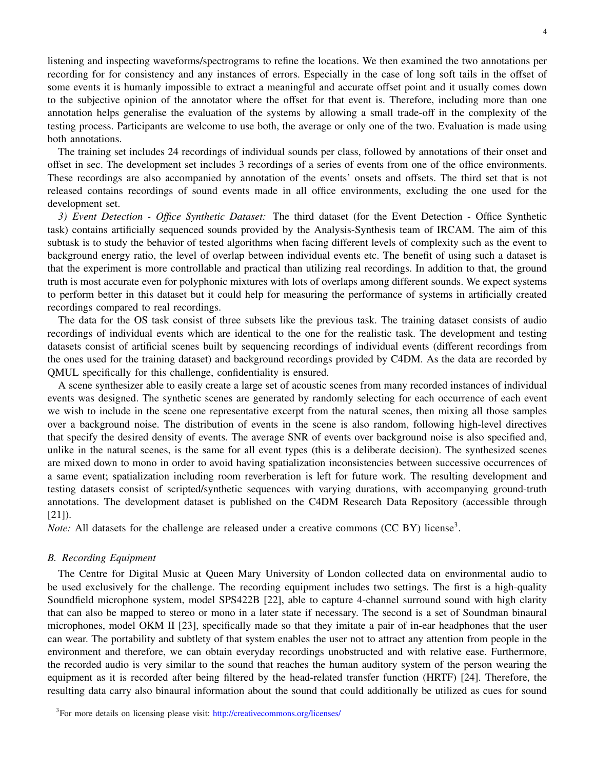listening and inspecting waveforms/spectrograms to refine the locations. We then examined the two annotations per recording for for consistency and any instances of errors. Especially in the case of long soft tails in the offset of some events it is humanly impossible to extract a meaningful and accurate offset point and it usually comes down to the subjective opinion of the annotator where the offset for that event is. Therefore, including more than one annotation helps generalise the evaluation of the systems by allowing a small trade-off in the complexity of the testing process. Participants are welcome to use both, the average or only one of the two. Evaluation is made using both annotations.

The training set includes 24 recordings of individual sounds per class, followed by annotations of their onset and offset in sec. The development set includes 3 recordings of a series of events from one of the office environments. These recordings are also accompanied by annotation of the events' onsets and offsets. The third set that is not released contains recordings of sound events made in all office environments, excluding the one used for the development set.

*3) Event Detection - Office Synthetic Dataset:* The third dataset (for the Event Detection - Office Synthetic task) contains artificially sequenced sounds provided by the Analysis-Synthesis team of IRCAM. The aim of this subtask is to study the behavior of tested algorithms when facing different levels of complexity such as the event to background energy ratio, the level of overlap between individual events etc. The benefit of using such a dataset is that the experiment is more controllable and practical than utilizing real recordings. In addition to that, the ground truth is most accurate even for polyphonic mixtures with lots of overlaps among different sounds. We expect systems to perform better in this dataset but it could help for measuring the performance of systems in artificially created recordings compared to real recordings.

The data for the OS task consist of three subsets like the previous task. The training dataset consists of audio recordings of individual events which are identical to the one for the realistic task. The development and testing datasets consist of artificial scenes built by sequencing recordings of individual events (different recordings from the ones used for the training dataset) and background recordings provided by C4DM. As the data are recorded by QMUL specifically for this challenge, confidentiality is ensured.

A scene synthesizer able to easily create a large set of acoustic scenes from many recorded instances of individual events was designed. The synthetic scenes are generated by randomly selecting for each occurrence of each event we wish to include in the scene one representative excerpt from the natural scenes, then mixing all those samples over a background noise. The distribution of events in the scene is also random, following high-level directives that specify the desired density of events. The average SNR of events over background noise is also specified and, unlike in the natural scenes, is the same for all event types (this is a deliberate decision). The synthesized scenes are mixed down to mono in order to avoid having spatialization inconsistencies between successive occurrences of a same event; spatialization including room reverberation is left for future work. The resulting development and testing datasets consist of scripted/synthetic sequences with varying durations, with accompanying ground-truth annotations. The development dataset is published on the C4DM Research Data Repository (accessible through [21]).

*Note:* All datasets for the challenge are released under a creative commons (CC BY) license[3].

### *B. Recording Equipment*

The Centre for Digital Music at Queen Mary University of London collected data on environmental audio to be used exclusively for the challenge. The recording equipment includes two settings. The first is a high-quality Soundfield microphone system, model SPS422B [22], able to capture 4-channel surround sound with high clarity that can also be mapped to stereo or mono in a later state if necessary. The second is a set of Soundman binaural microphones, model OKM II [23], specifically made so that they imitate a pair of in-ear headphones that the user can wear. The portability and subtlety of that system enables the user not to attract any attention from people in the environment and therefore, we can obtain everyday recordings unobstructed and with relative ease. Furthermore, the recorded audio is very similar to the sound that reaches the human auditory system of the person wearing the equipment as it is recorded after being filtered by the head-related transfer function (HRTF) [24]. Therefore, the resulting data carry also binaural information about the sound that could additionally be utilized as cues for sound

[3]For more details on licensing please visit: http://creativecommons.org/licenses/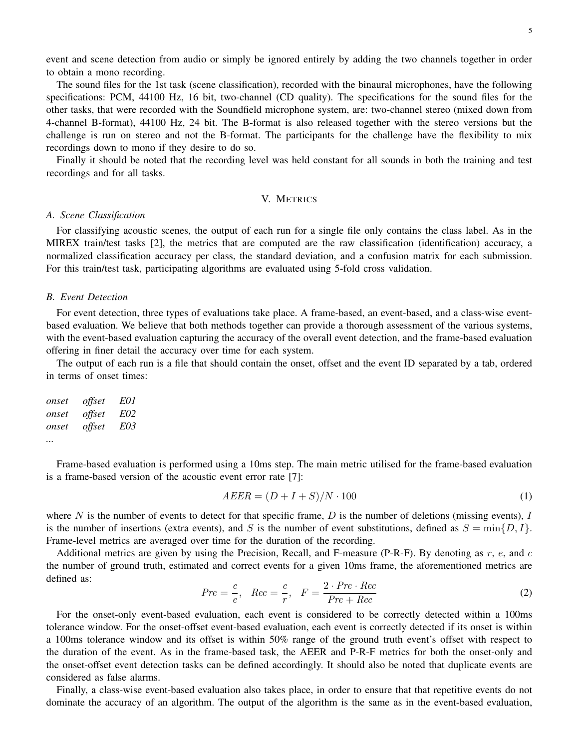event and scene detection from audio or simply be ignored entirely by adding the two channels together in order to obtain a mono recording.

The sound files for the 1st task (scene classification), recorded with the binaural microphones, have the following specifications: PCM, 44100 Hz, 16 bit, two-channel (CD quality). The specifications for the sound files for the other tasks, that were recorded with the Soundfield microphone system, are: two-channel stereo (mixed down from 4-channel B-format), 44100 Hz, 24 bit. The B-format is also released together with the stereo versions but the challenge is run on stereo and not the B-format. The participants for the challenge have the flexibility to mix recordings down to mono if they desire to do so.

Finally it should be noted that the recording level was held constant for all sounds in both the training and test recordings and for all tasks.

## V. Metrics

### A. Scene Classification

For classifying acoustic scenes, the output of each run for a single file only contains the class label. As in the MIREX train/test tasks [2], the metrics that are computed are the raw classification (identification) accuracy, a normalized classification accuracy per class, the standard deviation, and a confusion matrix for each submission. For this train/test task, participating algorithms are evaluated using 5-fold cross validation.

### B. Event Detection

For event detection, three types of evaluations take place. A frame-based, an event-based, and a class-wise event-based evaluation. We believe that both methods together can provide a thorough assessment of the various systems, with the event-based evaluation capturing the accuracy of the overall event detection, and the frame-based evaluation offering in finer detail the accuracy over time for each system.

The output of each run is a file that should contain the onset, offset and the event ID separated by a tab, ordered in terms of onset times:

*onset offset E01*
*onset offset E02*
*onset offset E03*
...

Frame-based evaluation is performed using a 10ms step. The main metric utilised for the frame-based evaluation is a frame-based version of the acoustic event error rate [7]:

$$AEER = (D + I + S)/N \cdot 100 \tag{1}$$

where $N$ is the number of events to detect for that specific frame, $D$ is the number of deletions (missing events), $I$ is the number of insertions (extra events), and $S$ is the number of event substitutions, defined as $S = \min\{D, I\}$. Frame-level metrics are averaged over time for the duration of the recording.

Additional metrics are given by using the Precision, Recall, and F-measure (P-R-F). By denoting as $r$, $e$, and $c$ the number of ground truth, estimated and correct events for a given 10ms frame, the aforementioned metrics are defined as:

$$Pre = \frac{c}{e}, \quad Rec = \frac{c}{r}, \quad F = \frac{2 \cdot Pre \cdot Rec}{Pre + Rec} \tag{2}$$

For the onset-only event-based evaluation, each event is considered to be correctly detected within a 100ms tolerance window. For the onset-offset event-based evaluation, each event is correctly detected if its onset is within a 100ms tolerance window and its offset is within 50% range of the ground truth event's offset with respect to the duration of the event. As in the frame-based task, the AEER and P-R-F metrics for both the onset-only and the onset-offset event detection tasks can be defined accordingly. It should also be noted that duplicate events are considered as false alarms.

Finally, a class-wise event-based evaluation also takes place, in order to ensure that that repetitive events do not dominate the accuracy of an algorithm. The output of the algorithm is the same as in the event-based evaluation,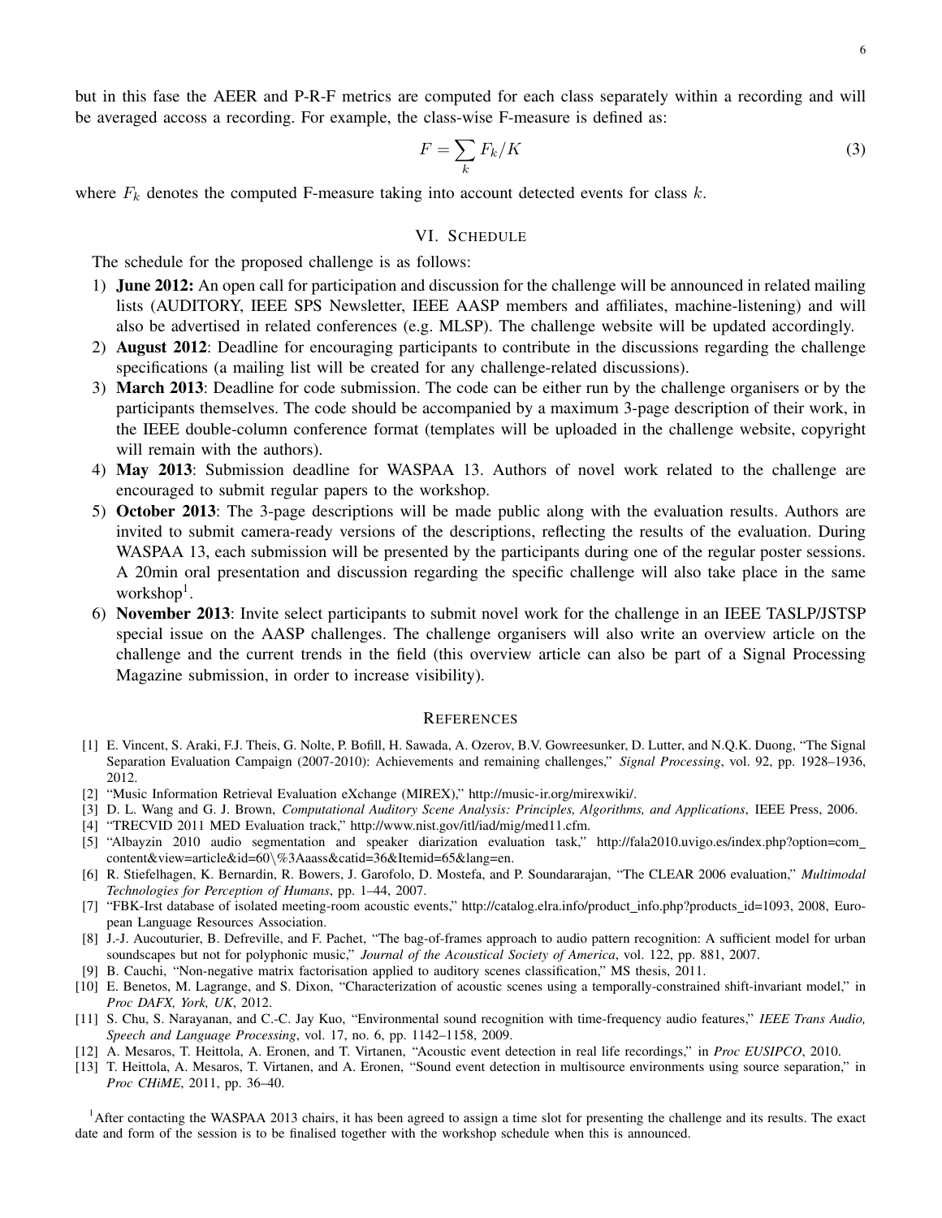but in this fase the AEER and P-R-F metrics are computed for each class separately within a recording and will be averaged accoss a recording. For example, the class-wise F-measure is defined as:

$$F = \sum_k F_k / K \tag{3}$$

where $F_k$ denotes the computed F-measure taking into account detected events for class $k$.

## VI. Schedule

The schedule for the proposed challenge is as follows:

1) **June 2012:** An open call for participation and discussion for the challenge will be announced in related mailing lists (AUDITORY, IEEE SPS Newsletter, IEEE AASP members and affiliates, machine-listening) and will also be advertised in related conferences (e.g. MLSP). The challenge website will be updated accordingly.
2) **August 2012**: Deadline for encouraging participants to contribute in the discussions regarding the challenge specifications (a mailing list will be created for any challenge-related discussions).
3) **March 2013**: Deadline for code submission. The code can be either run by the challenge organisers or by the participants themselves. The code should be accompanied by a maximum 3-page description of their work, in the IEEE double-column conference format (templates will be uploaded in the challenge website, copyright will remain with the authors).
4) **May 2013**: Submission deadline for WASPAA 13. Authors of novel work related to the challenge are encouraged to submit regular papers to the workshop.
5) **October 2013**: The 3-page descriptions will be made public along with the evaluation results. Authors are invited to submit camera-ready versions of the descriptions, reflecting the results of the evaluation. During WASPAA 13, each submission will be presented by the participants during one of the regular poster sessions. A 20min oral presentation and discussion regarding the specific challenge will also take place in the same workshop[1].
6) **November 2013**: Invite select participants to submit novel work for the challenge in an IEEE TASLP/JSTSP special issue on the AASP challenges. The challenge organisers will also write an overview article on the challenge and the current trends in the field (this overview article can also be part of a Signal Processing Magazine submission, in order to increase visibility).

## References

[1] E. Vincent, S. Araki, F.J. Theis, G. Nolte, P. Bofill, H. Sawada, A. Ozerov, B.V. Gowreesunker, D. Lutter, and N.Q.K. Duong, "The Signal Separation Evaluation Campaign (2007-2010): Achievements and remaining challenges," *Signal Processing*, vol. 92, pp. 1928–1936, 2012.

[2] "Music Information Retrieval Evaluation eXchange (MIREX)," http://music-ir.org/mirexwiki/.

[3] D. L. Wang and G. J. Brown, *Computational Auditory Scene Analysis: Principles, Algorithms, and Applications*, IEEE Press, 2006.

[4] "TRECVID 2011 MED Evaluation track," http://www.nist.gov/itl/iad/mig/med11.cfm.

[5] "Albayzin 2010 audio segmentation and speaker diarization evaluation task," http://fala2010.uvigo.es/index.php?option=com_content&view=article&id=60\%3Aaass&catid=36&Itemid=65&lang=en.

[6] R. Stiefelhagen, K. Bernardin, R. Bowers, J. Garofolo, D. Mostefa, and P. Soundararajan, "The CLEAR 2006 evaluation," *Multimodal Technologies for Perception of Humans*, pp. 1–44, 2007.

[7] "FBK-Irst database of isolated meeting-room acoustic events," http://catalog.elra.info/product_info.php?products_id=1093, 2008, European Language Resources Association.

[8] J.-J. Aucouturier, B. Defreville, and F. Pachet, "The bag-of-frames approach to audio pattern recognition: A sufficient model for urban soundscapes but not for polyphonic music," *Journal of the Acoustical Society of America*, vol. 122, pp. 881, 2007.

[9] B. Cauchi, "Non-negative matrix factorisation applied to auditory scenes classification," MS thesis, 2011.

[10] E. Benetos, M. Lagrange, and S. Dixon, "Characterization of acoustic scenes using a temporally-constrained shift-invariant model," in *Proc DAFX, York, UK*, 2012.

[11] S. Chu, S. Narayanan, and C.-C. Jay Kuo, "Environmental sound recognition with time-frequency audio features," *IEEE Trans Audio, Speech and Language Processing*, vol. 17, no. 6, pp. 1142–1158, 2009.

[12] A. Mesaros, T. Heittola, A. Eronen, and T. Virtanen, "Acoustic event detection in real life recordings," in *Proc EUSIPCO*, 2010.

[13] T. Heittola, A. Mesaros, T. Virtanen, and A. Eronen, "Sound event detection in multisource environments using source separation," in *Proc CHiME*, 2011, pp. 36–40.

[1] After contacting the WASPAA 2013 chairs, it has been agreed to assign a time slot for presenting the challenge and its results. The exact date and form of the session is to be finalised together with the workshop schedule when this is announced.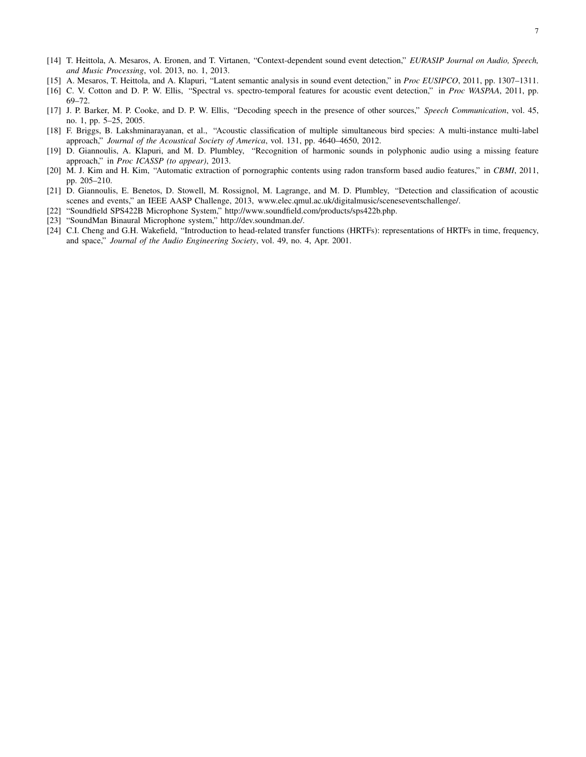[14] T. Heittola, A. Mesaros, A. Eronen, and T. Virtanen, "Context-dependent sound event detection," *EURASIP Journal on Audio, Speech, and Music Processing*, vol. 2013, no. 1, 2013.

[15] A. Mesaros, T. Heittola, and A. Klapuri, "Latent semantic analysis in sound event detection," in *Proc EUSIPCO*, 2011, pp. 1307–1311.

[16] C. V. Cotton and D. P. W. Ellis, "Spectral vs. spectro-temporal features for acoustic event detection," in *Proc WASPAA*, 2011, pp. 69–72.

[17] J. P. Barker, M. P. Cooke, and D. P. W. Ellis, "Decoding speech in the presence of other sources," *Speech Communication*, vol. 45, no. 1, pp. 5–25, 2005.

[18] F. Briggs, B. Lakshminarayanan, et al., "Acoustic classification of multiple simultaneous bird species: A multi-instance multi-label approach," *Journal of the Acoustical Society of America*, vol. 131, pp. 4640–4650, 2012.

[19] D. Giannoulis, A. Klapuri, and M. D. Plumbley, "Recognition of harmonic sounds in polyphonic audio using a missing feature approach," in *Proc ICASSP (to appear)*, 2013.

[20] M. J. Kim and H. Kim, "Automatic extraction of pornographic contents using radon transform based audio features," in *CBMI*, 2011, pp. 205–210.

[21] D. Giannoulis, E. Benetos, D. Stowell, M. Rossignol, M. Lagrange, and M. D. Plumbley, "Detection and classification of acoustic scenes and events," an IEEE AASP Challenge, 2013, www.elec.qmul.ac.uk/digitalmusic/sceneseventschallenge/.

[22] "Soundfield SPS422B Microphone System," http://www.soundfield.com/products/sps422b.php.

[23] "SoundMan Binaural Microphone system," http://dev.soundman.de/.

[24] C.I. Cheng and G.H. Wakefield, "Introduction to head-related transfer functions (HRTFs): representations of HRTFs in time, frequency, and space," *Journal of the Audio Engineering Society*, vol. 49, no. 4, Apr. 2001.